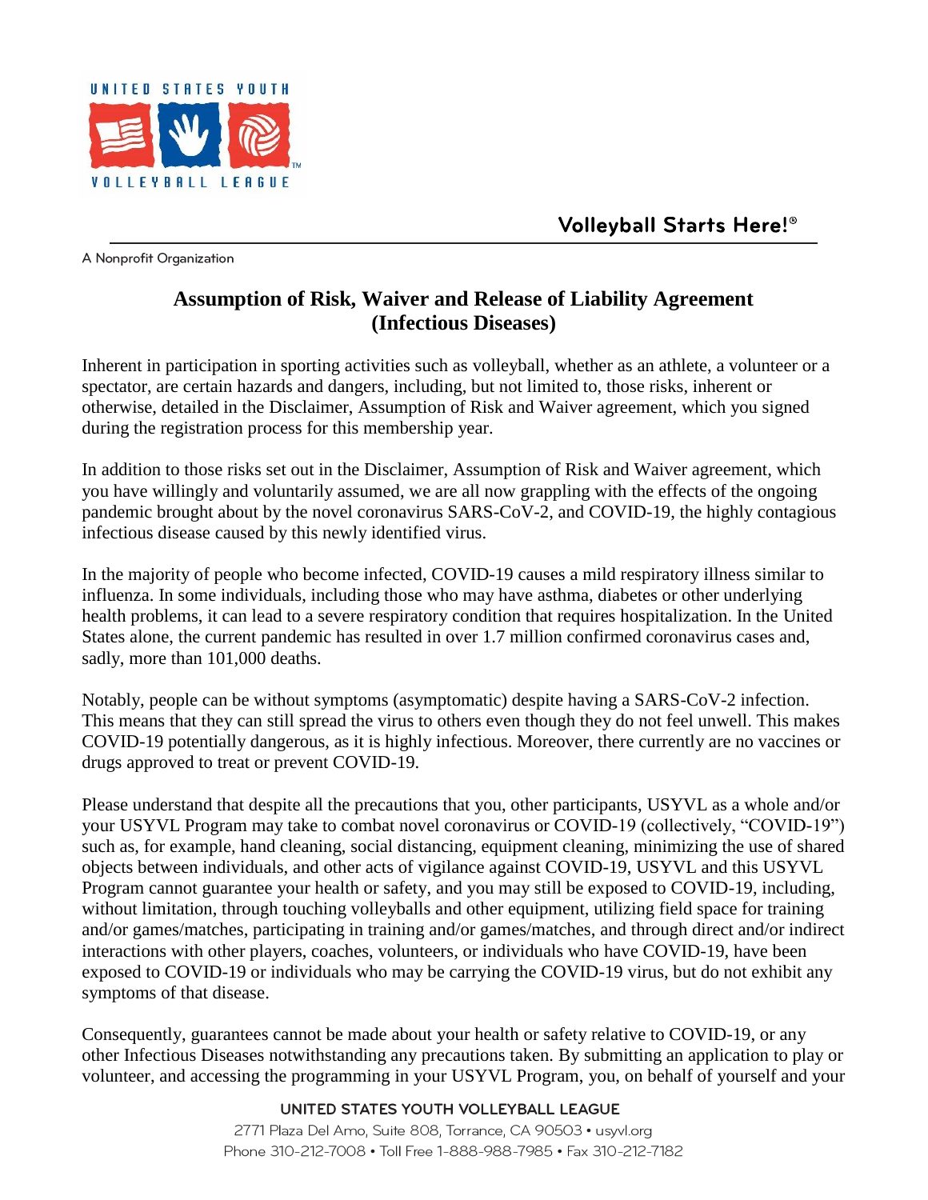UNITED STATES YOUTH VOLLEYBALL LEAGUE

Volleyball Starts Here!®

A Nonprofit Organization

# Assumption of Risk, Waiver and Release of Liability Agreement (Infectious Diseases)

Inherent in participation in sporting activities such as volleyball, whether as an athlete, a volunteer or a spectator, are certain hazards and dangers, including, but not limited to, those risks, inherent or otherwise, detailed in the Disclaimer, Assumption of Risk and Waiver agreement, which you signed during the registration process for this membership year.

In addition to those risks set out in the Disclaimer, Assumption of Risk and Waiver agreement, which you have willingly and voluntarily assumed, we are all now grappling with the effects of the ongoing pandemic brought about by the novel coronavirus SARS-CoV-2, and COVID-19, the highly contagious infectious disease caused by this newly identified virus.

In the majority of people who become infected, COVID-19 causes a mild respiratory illness similar to influenza. In some individuals, including those who may have asthma, diabetes or other underlying health problems, it can lead to a severe respiratory condition that requires hospitalization. In the United States alone, the current pandemic has resulted in over 1.7 million confirmed coronavirus cases and, sadly, more than 101,000 deaths.

Notably, people can be without symptoms (asymptomatic) despite having a SARS-CoV-2 infection. This means that they can still spread the virus to others even though they do not feel unwell. This makes COVID-19 potentially dangerous, as it is highly infectious. Moreover, there currently are no vaccines or drugs approved to treat or prevent COVID-19.

Please understand that despite all the precautions that you, other participants, USYVL as a whole and/or your USYVL Program may take to combat novel coronavirus or COVID-19 (collectively, "COVID-19") such as, for example, hand cleaning, social distancing, equipment cleaning, minimizing the use of shared objects between individuals, and other acts of vigilance against COVID-19, USYVL and this USYVL Program cannot guarantee your health or safety, and you may still be exposed to COVID-19, including, without limitation, through touching volleyballs and other equipment, utilizing field space for training and/or games/matches, participating in training and/or games/matches, and through direct and/or indirect interactions with other players, coaches, volunteers, or individuals who have COVID-19, have been exposed to COVID-19 or individuals who may be carrying the COVID-19 virus, but do not exhibit any symptoms of that disease.

Consequently, guarantees cannot be made about your health or safety relative to COVID-19, or any other Infectious Diseases notwithstanding any precautions taken. By submitting an application to play or volunteer, and accessing the programming in your USYVL Program, you, on behalf of yourself and your

UNITED STATES YOUTH VOLLEYBALL LEAGUE
2771 Plaza Del Amo, Suite 808, Torrance, CA 90503 • usyvl.org
Phone 310-212-7008 • Toll Free 1-888-988-7985 • Fax 310-212-7182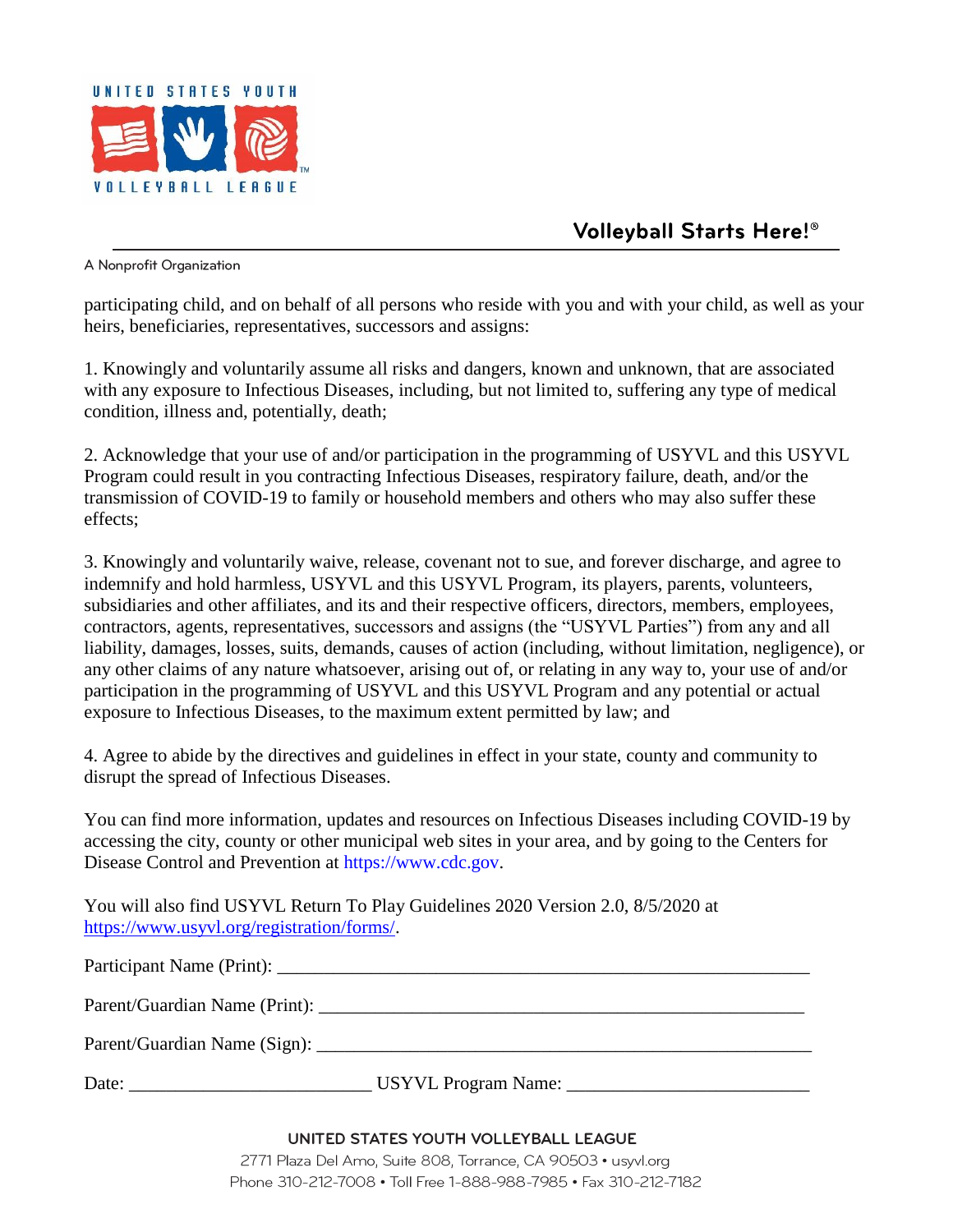participating child, and on behalf of all persons who reside with you and with your child, as well as your heirs, beneficiaries, representatives, successors and assigns:

1. Knowingly and voluntarily assume all risks and dangers, known and unknown, that are associated with any exposure to Infectious Diseases, including, but not limited to, suffering any type of medical condition, illness and, potentially, death;

2. Acknowledge that your use of and/or participation in the programming of USYVL and this USYVL Program could result in you contracting Infectious Diseases, respiratory failure, death, and/or the transmission of COVID-19 to family or household members and others who may also suffer these effects;

3. Knowingly and voluntarily waive, release, covenant not to sue, and forever discharge, and agree to indemnify and hold harmless, USYVL and this USYVL Program, its players, parents, volunteers, subsidiaries and other affiliates, and its and their respective officers, directors, members, employees, contractors, agents, representatives, successors and assigns (the "USYVL Parties") from any and all liability, damages, losses, suits, demands, causes of action (including, without limitation, negligence), or any other claims of any nature whatsoever, arising out of, or relating in any way to, your use of and/or participation in the programming of USYVL and this USYVL Program and any potential or actual exposure to Infectious Diseases, to the maximum extent permitted by law; and

4. Agree to abide by the directives and guidelines in effect in your state, county and community to disrupt the spread of Infectious Diseases.

You can find more information, updates and resources on Infectious Diseases including COVID-19 by accessing the city, county or other municipal web sites in your area, and by going to the Centers for Disease Control and Prevention at https://www.cdc.gov.

You will also find USYVL Return To Play Guidelines 2020 Version 2.0, 8/5/2020 at https://www.usyvl.org/registration/forms/.

Participant Name (Print): ___________________________________________________________

Parent/Guardian Name (Print): ______________________________________________________

Parent/Guardian Name (Sign): _______________________________________________________

Date: __________________________ USYVL Program Name: __________________________